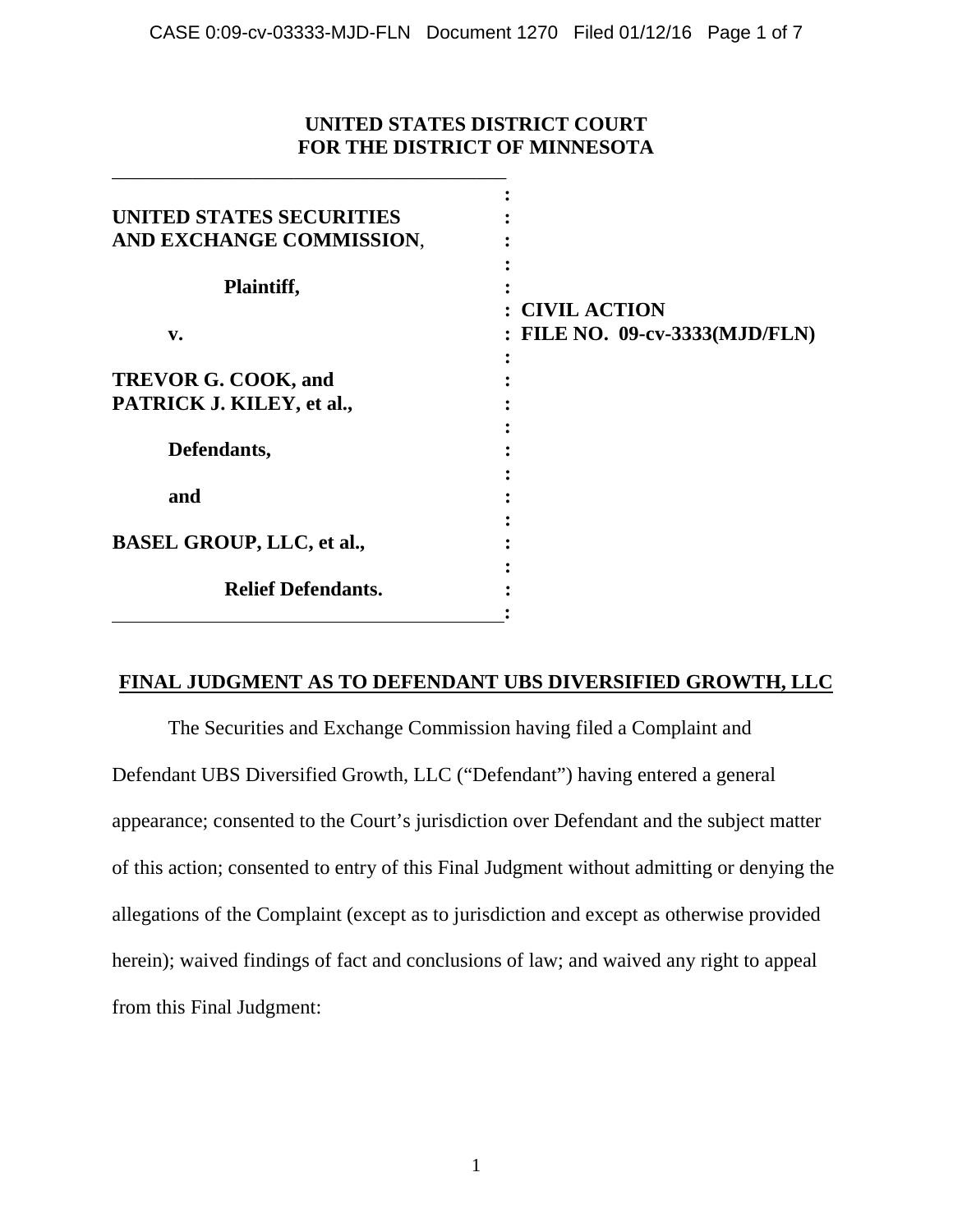**UNITED STATES DISTRICT COURT**
**FOR THE DISTRICT OF MINNESOTA**

| | |
|---|---|
| **UNITED STATES SECURITIES AND EXCHANGE COMMISSION**,<br><br>**Plaintiff,**<br><br>**v.**<br><br>**TREVOR G. COOK, and PATRICK J. KILEY, et al.,**<br><br>**Defendants,**<br><br>**and**<br><br>**BASEL GROUP, LLC, et al.,**<br><br>**Relief Defendants.** | **CIVIL ACTION**<br>**FILE NO. 09-cv-3333(MJD/FLN)** |

**FINAL JUDGMENT AS TO DEFENDANT UBS DIVERSIFIED GROWTH, LLC**

The Securities and Exchange Commission having filed a Complaint and Defendant UBS Diversified Growth, LLC ("Defendant") having entered a general appearance; consented to the Court's jurisdiction over Defendant and the subject matter of this action; consented to entry of this Final Judgment without admitting or denying the allegations of the Complaint (except as to jurisdiction and except as otherwise provided herein); waived findings of fact and conclusions of law; and waived any right to appeal from this Final Judgment: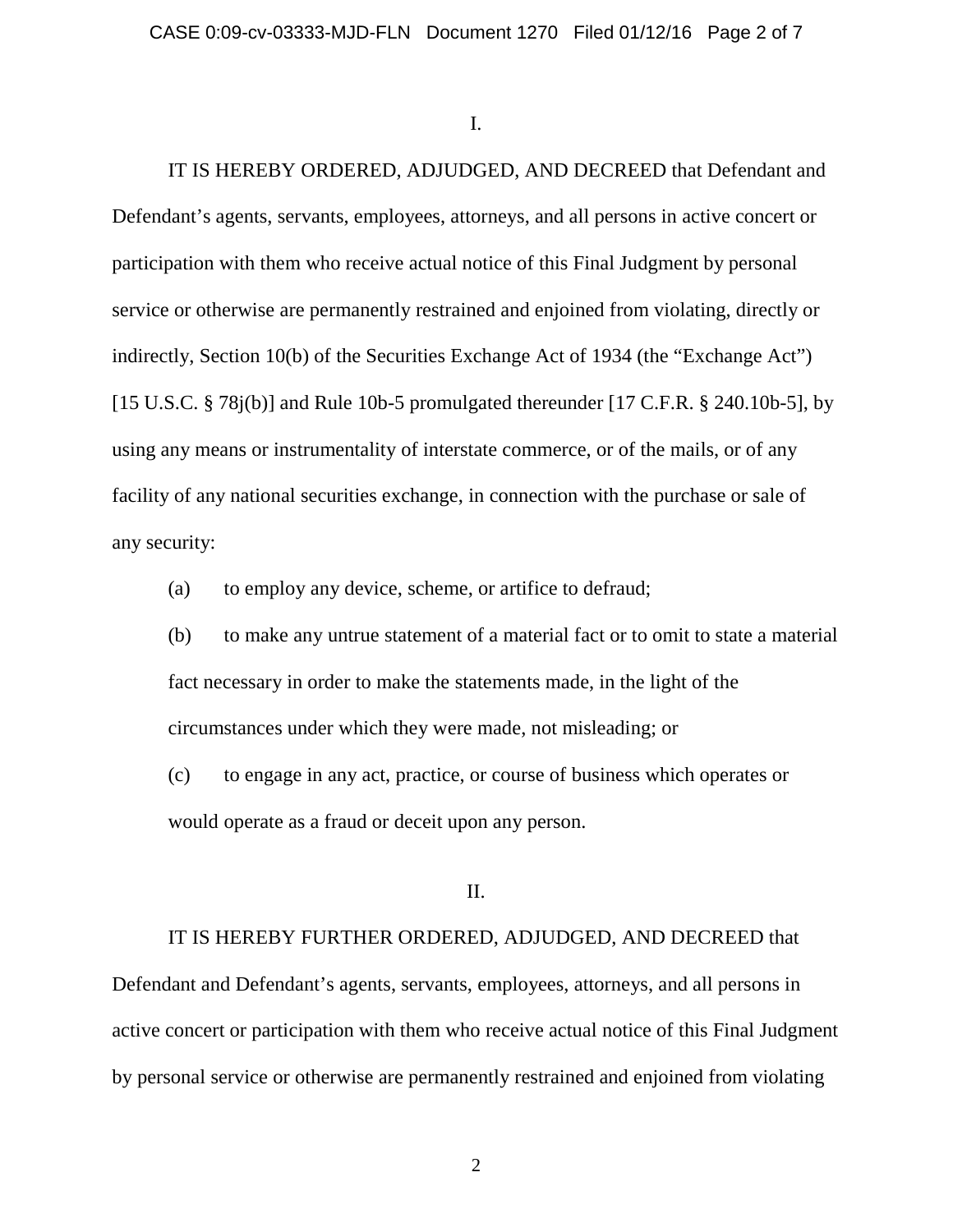I.

IT IS HEREBY ORDERED, ADJUDGED, AND DECREED that Defendant and Defendant's agents, servants, employees, attorneys, and all persons in active concert or participation with them who receive actual notice of this Final Judgment by personal service or otherwise are permanently restrained and enjoined from violating, directly or indirectly, Section 10(b) of the Securities Exchange Act of 1934 (the "Exchange Act") [15 U.S.C. § 78j(b)] and Rule 10b-5 promulgated thereunder [17 C.F.R. § 240.10b-5], by using any means or instrumentality of interstate commerce, or of the mails, or of any facility of any national securities exchange, in connection with the purchase or sale of any security:

(a) to employ any device, scheme, or artifice to defraud;

(b) to make any untrue statement of a material fact or to omit to state a material fact necessary in order to make the statements made, in the light of the circumstances under which they were made, not misleading; or

(c) to engage in any act, practice, or course of business which operates or would operate as a fraud or deceit upon any person.

II.

IT IS HEREBY FURTHER ORDERED, ADJUDGED, AND DECREED that Defendant and Defendant's agents, servants, employees, attorneys, and all persons in active concert or participation with them who receive actual notice of this Final Judgment by personal service or otherwise are permanently restrained and enjoined from violating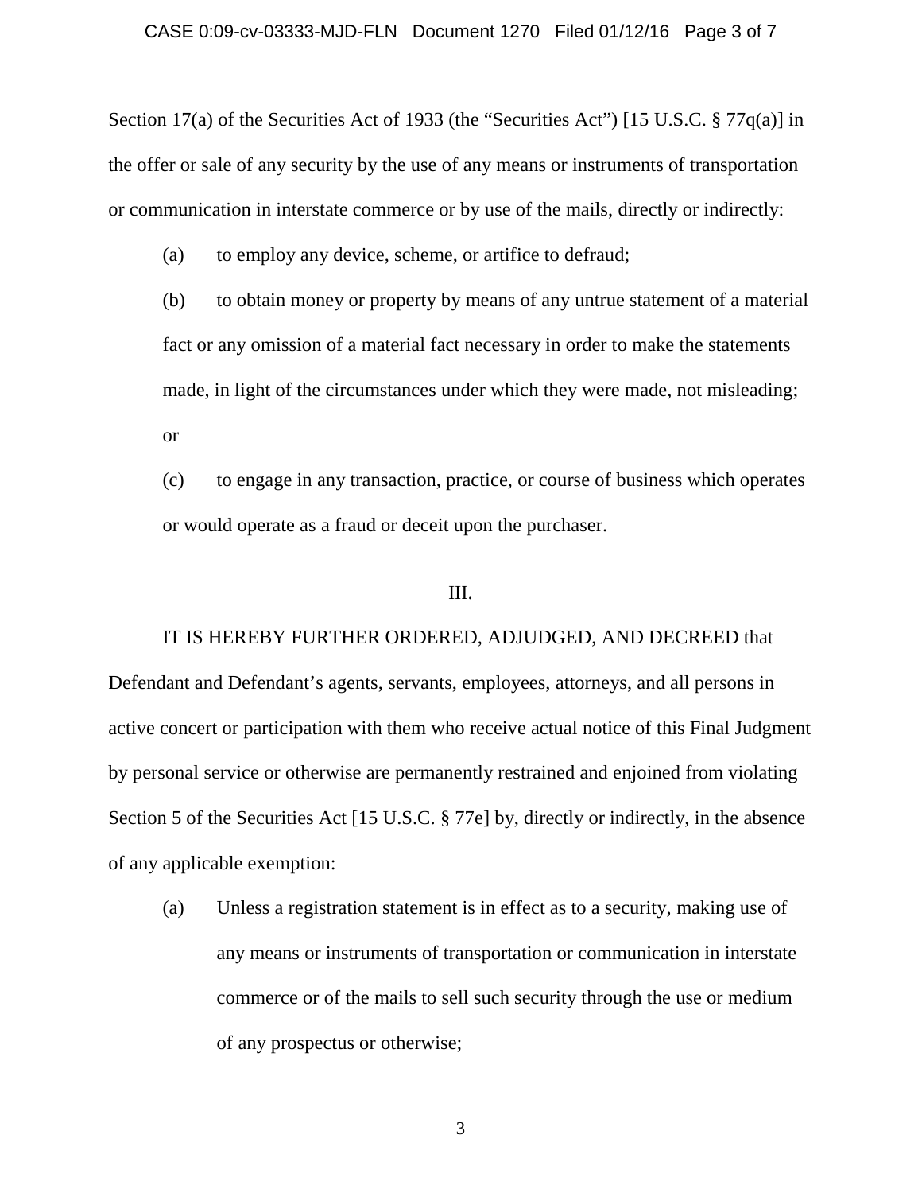Section 17(a) of the Securities Act of 1933 (the "Securities Act") [15 U.S.C. § 77q(a)] in the offer or sale of any security by the use of any means or instruments of transportation or communication in interstate commerce or by use of the mails, directly or indirectly:

(a) to employ any device, scheme, or artifice to defraud;

(b) to obtain money or property by means of any untrue statement of a material fact or any omission of a material fact necessary in order to make the statements made, in light of the circumstances under which they were made, not misleading; or

(c) to engage in any transaction, practice, or course of business which operates or would operate as a fraud or deceit upon the purchaser.

III.

IT IS HEREBY FURTHER ORDERED, ADJUDGED, AND DECREED that Defendant and Defendant's agents, servants, employees, attorneys, and all persons in active concert or participation with them who receive actual notice of this Final Judgment by personal service or otherwise are permanently restrained and enjoined from violating Section 5 of the Securities Act [15 U.S.C. § 77e] by, directly or indirectly, in the absence of any applicable exemption:

(a) Unless a registration statement is in effect as to a security, making use of any means or instruments of transportation or communication in interstate commerce or of the mails to sell such security through the use or medium of any prospectus or otherwise;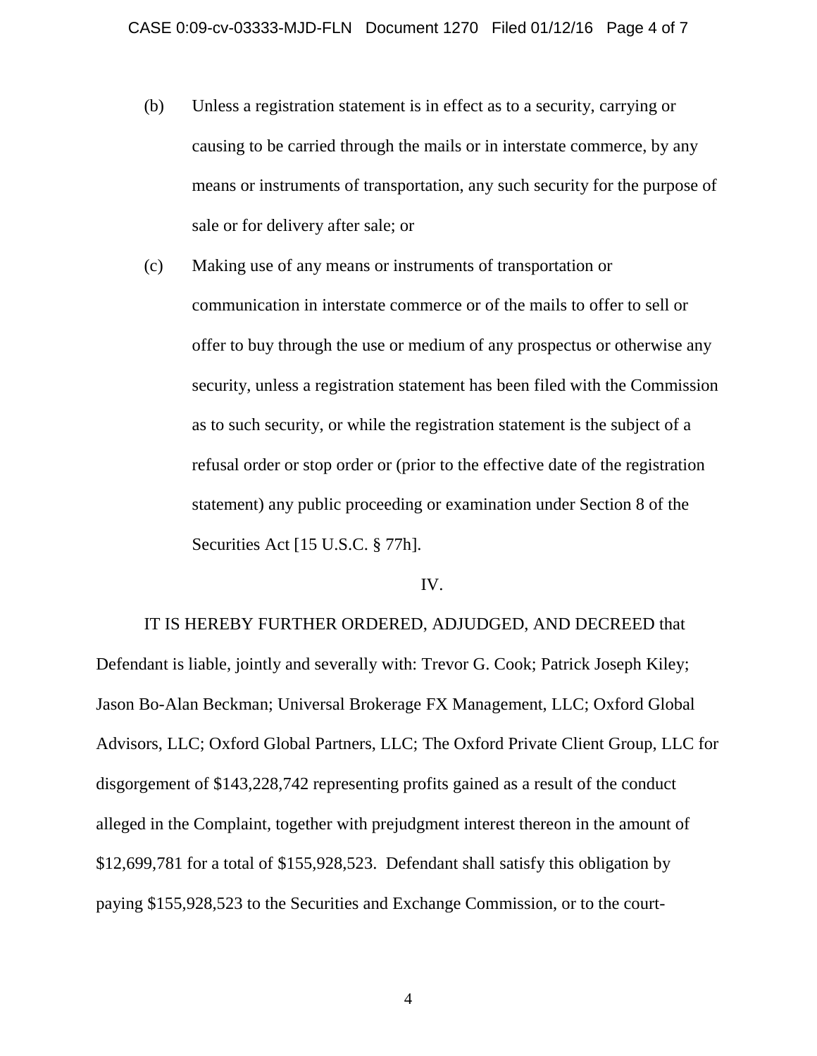(b) Unless a registration statement is in effect as to a security, carrying or causing to be carried through the mails or in interstate commerce, by any means or instruments of transportation, any such security for the purpose of sale or for delivery after sale; or

(c) Making use of any means or instruments of transportation or communication in interstate commerce or of the mails to offer to sell or offer to buy through the use or medium of any prospectus or otherwise any security, unless a registration statement has been filed with the Commission as to such security, or while the registration statement is the subject of a refusal order or stop order or (prior to the effective date of the registration statement) any public proceeding or examination under Section 8 of the Securities Act [15 U.S.C. § 77h].

IV.

IT IS HEREBY FURTHER ORDERED, ADJUDGED, AND DECREED that Defendant is liable, jointly and severally with: Trevor G. Cook; Patrick Joseph Kiley; Jason Bo-Alan Beckman; Universal Brokerage FX Management, LLC; Oxford Global Advisors, LLC; Oxford Global Partners, LLC; The Oxford Private Client Group, LLC for disgorgement of $143,228,742 representing profits gained as a result of the conduct alleged in the Complaint, together with prejudgment interest thereon in the amount of $12,699,781 for a total of $155,928,523. Defendant shall satisfy this obligation by paying $155,928,523 to the Securities and Exchange Commission, or to the court-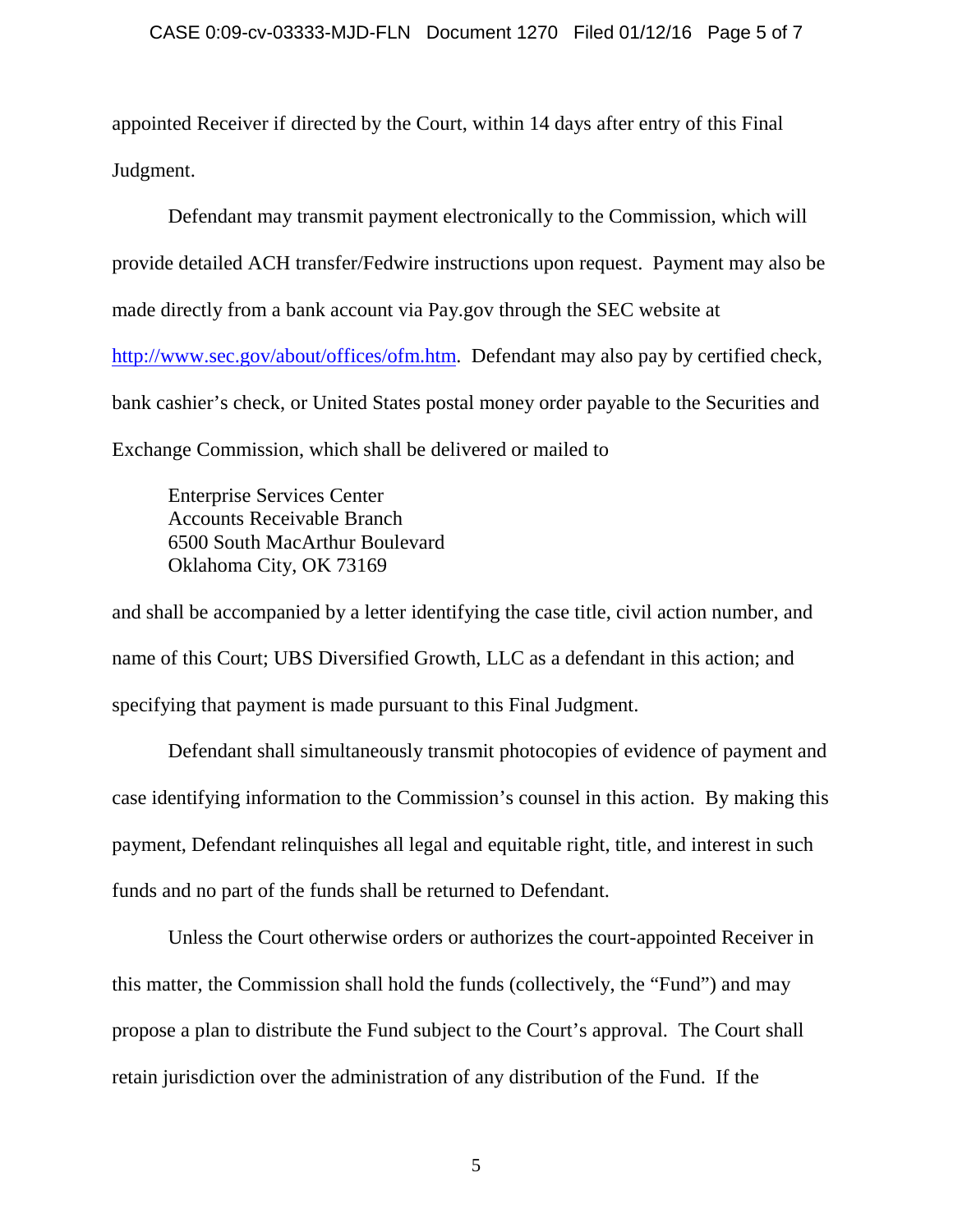appointed Receiver if directed by the Court, within 14 days after entry of this Final Judgment.

Defendant may transmit payment electronically to the Commission, which will provide detailed ACH transfer/Fedwire instructions upon request. Payment may also be made directly from a bank account via Pay.gov through the SEC website at http://www.sec.gov/about/offices/ofm.htm. Defendant may also pay by certified check, bank cashier's check, or United States postal money order payable to the Securities and Exchange Commission, which shall be delivered or mailed to

> Enterprise Services Center  
> Accounts Receivable Branch  
> 6500 South MacArthur Boulevard  
> Oklahoma City, OK 73169

and shall be accompanied by a letter identifying the case title, civil action number, and name of this Court; UBS Diversified Growth, LLC as a defendant in this action; and specifying that payment is made pursuant to this Final Judgment.

Defendant shall simultaneously transmit photocopies of evidence of payment and case identifying information to the Commission's counsel in this action. By making this payment, Defendant relinquishes all legal and equitable right, title, and interest in such funds and no part of the funds shall be returned to Defendant.

Unless the Court otherwise orders or authorizes the court-appointed Receiver in this matter, the Commission shall hold the funds (collectively, the "Fund") and may propose a plan to distribute the Fund subject to the Court's approval. The Court shall retain jurisdiction over the administration of any distribution of the Fund. If the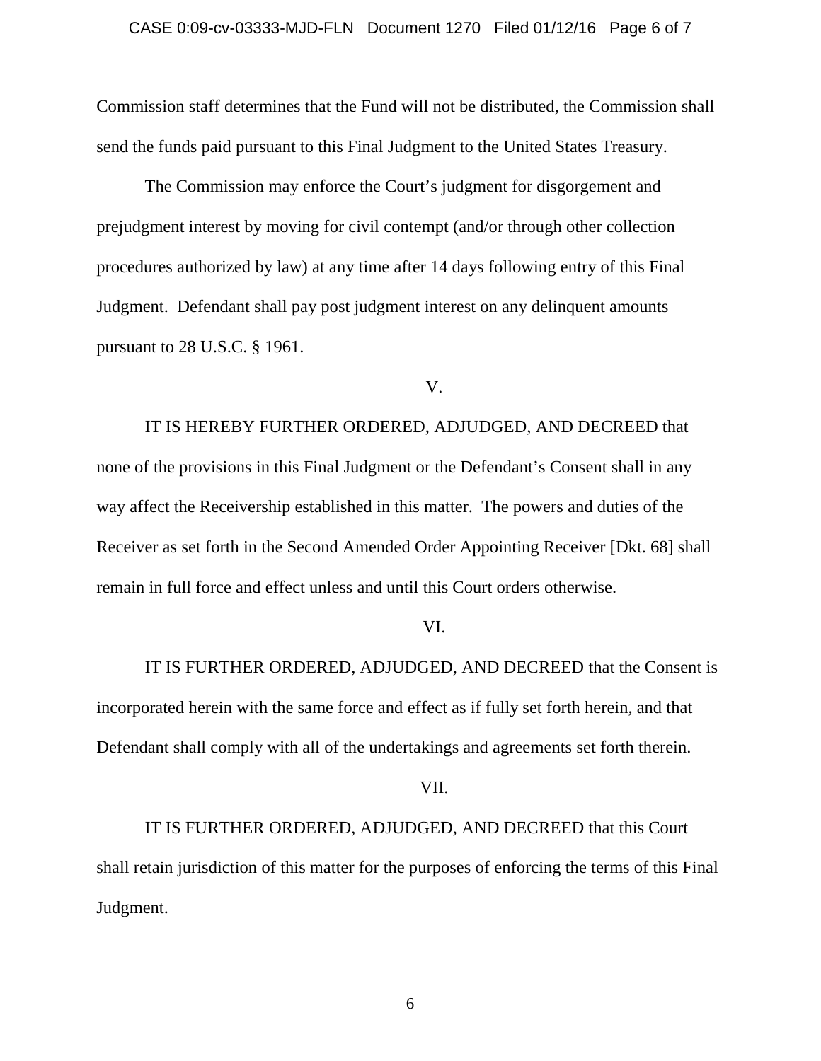Commission staff determines that the Fund will not be distributed, the Commission shall send the funds paid pursuant to this Final Judgment to the United States Treasury.

The Commission may enforce the Court's judgment for disgorgement and prejudgment interest by moving for civil contempt (and/or through other collection procedures authorized by law) at any time after 14 days following entry of this Final Judgment. Defendant shall pay post judgment interest on any delinquent amounts pursuant to 28 U.S.C. § 1961.

V.

IT IS HEREBY FURTHER ORDERED, ADJUDGED, AND DECREED that none of the provisions in this Final Judgment or the Defendant's Consent shall in any way affect the Receivership established in this matter. The powers and duties of the Receiver as set forth in the Second Amended Order Appointing Receiver [Dkt. 68] shall remain in full force and effect unless and until this Court orders otherwise.

VI.

IT IS FURTHER ORDERED, ADJUDGED, AND DECREED that the Consent is incorporated herein with the same force and effect as if fully set forth herein, and that Defendant shall comply with all of the undertakings and agreements set forth therein.

VII.

IT IS FURTHER ORDERED, ADJUDGED, AND DECREED that this Court shall retain jurisdiction of this matter for the purposes of enforcing the terms of this Final Judgment.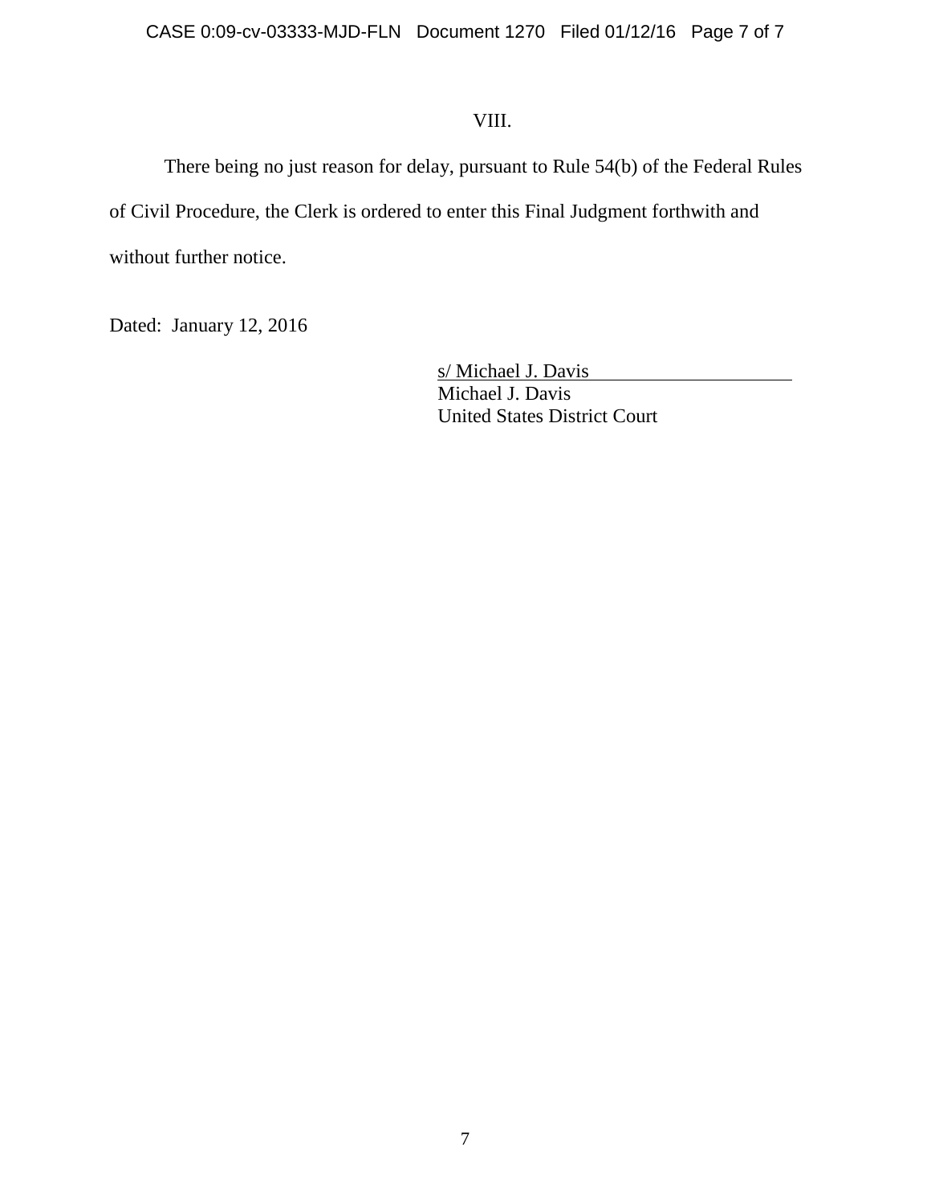VIII.

There being no just reason for delay, pursuant to Rule 54(b) of the Federal Rules of Civil Procedure, the Clerk is ordered to enter this Final Judgment forthwith and without further notice.

Dated: January 12, 2016

s/ Michael J. Davis
Michael J. Davis
United States District Court